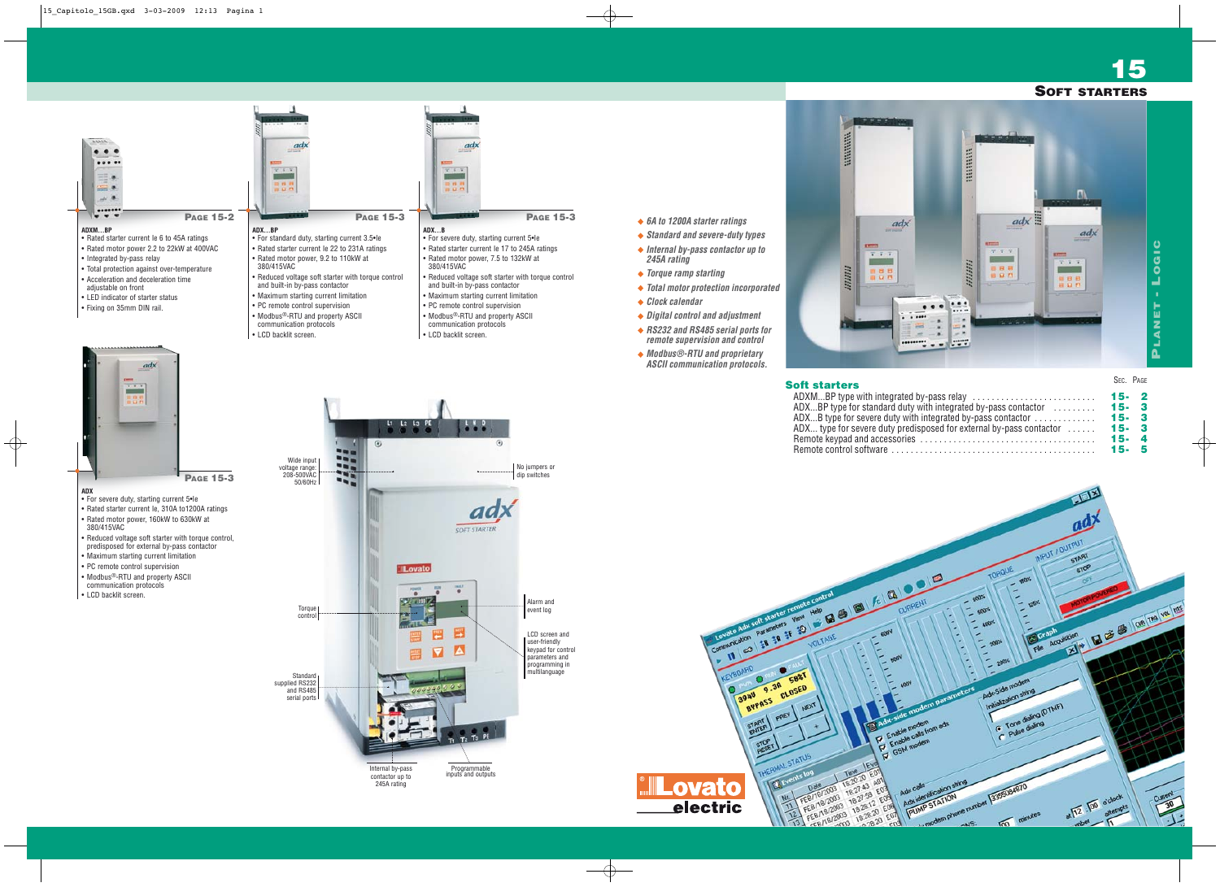# 15

## SOFT STARTERS

PLANET - LOGIC

**PAGE 15-2**

**ADXM…BP**
- Rated starter current Ie 6 to 45A ratings
- Rated motor power 2.2 to 22kW at 400VAC
- Integrated by-pass relay
- Total protection against over-temperature
- Acceleration and deceleration time adjustable on front
- LED indicator of starter status
- Fixing on 35mm DIN rail.

**PAGE 15-3**

**ADX…BP**
- For standard duty, starting current 3.5•Ie
- Rated starter current Ie 23 to 231A ratings
- Rated motor power, 9.2 to 110kW at 380/415VAC
- Reduced voltage soft starter with torque control and built-in by-pass contactor
- Maximum starting current limitation
- PC remote control supervision
- Modbus®-RTU and property ASCII communication protocols
- LCD backlit screen.

**PAGE 15-3**

**ADX…B**
- For severe duty, starting current 5•Ie
- Rated starter current Ie 17 to 245A ratings
- Rated motor power, 7.5 to 132kW at 380/415VAC
- Reduced voltage soft starter with torque control and built-in by-pass contactor
- Maximum starting current limitation
- PC remote control supervision
- Modbus®-RTU and property ASCII communication protocols
- LCD backlit screen.

**PAGE 15-3**

**ADX**
- For severe duty, starting current 5•Ie
- Rated starter current Ie, 310A to1200A ratings
- Rated motor power, 160kW to 630kW at 380/415VAC
- Reduced voltage soft starter with torque control, predisposed for external by-pass contactor
- Maximum starting current limitation
- PC remote control supervision
- Modbus®-RTU and property ASCII communication protocols
- LCD backlit screen.

Wide input voltage range: 208-500VAC 50/60Hz

No jumpers or dip switches

Torque control

Alarm and event log

LCD screen and user-friendly keypad for control parameters and programming in multilanguage

Standard supplied RS232 and RS485 serial ports

Internal by-pass contactor up to 245A rating

Programmable inputs and outputs

- *6A to 1200A starter ratings*
- *Standard and severe-duty types*
- *Internal by-pass contactor up to 245A rating*
- *Torque ramp starting*
- *Total motor protection incorporated*
- *Clock calendar*
- *Digital control and adjustment*
- *RS232 and RS485 serial ports for remote supervision and control*
- *Modbus®-RTU and proprietary ASCII communication protocols.*

### Soft starters

| | SEC. PAGE |
|---|---|
| ADXM…BP type with integrated by-pass relay | 15- 2 |
| ADX…BP type for standard duty with integrated by-pass contactor | 15- 3 |
| ADX…B type for severe duty with integrated by-pass contactor | 15- 3 |
| ADX… type for severe duty predisposed for external by-pass contactor | 15- 3 |
| Remote keypad and accessories | 15- 4 |
| Remote control software | 15- 5 |

Lovato electric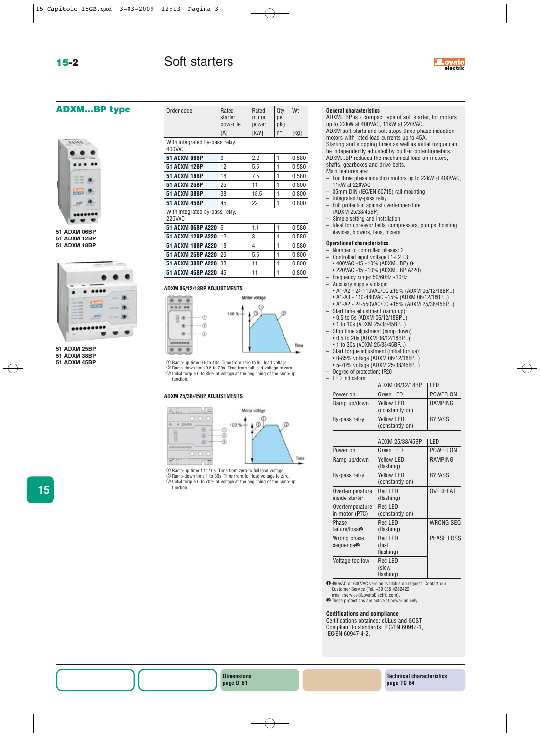# Soft starters

## ADXM...BP type

51 ADXM 06BP
51 ADXM 12BP
51 ADXM 18BP

51 ADXM 25BP
51 ADXM 38BP
51 ADXM 45BP

| Order code | Rated starter power Ie | Rated motor power | Qty per pkg | Wt |
|---|---|---|---|---|
| | [A] | [kW] | n° | [kg] |
| With integrated by-pass relay. 400VAC | | | | |
| **51 ADXM 06BP** | 6 | 2.2 | 1 | 0.580 |
| **51 ADXM 12BP** | 12 | 5.5 | 1 | 0.580 |
| **51 ADXM 18BP** | 18 | 7.5 | 1 | 0.580 |
| **51 ADXM 25BP** | 25 | 11 | 1 | 0.800 |
| **51 ADXM 38BP** | 38 | 18,5 | 1 | 0.800 |
| **51 ADXM 45BP** | 45 | 22 | 1 | 0.800 |
| With integrated by-pass relay. 220VAC | | | | |
| **51 ADXM 06BP A220** | 6 | 1.1 | 1 | 0.580 |
| **51 ADXM 12BP A220** | 12 | 3 | 1 | 0.580 |
| **51 ADXM 18BP A220** | 18 | 4 | 1 | 0.580 |
| **51 ADXM 25BP A220** | 25 | 5.5 | 1 | 0.800 |
| **51 ADXM 38BP A220** | 38 | 11 | 1 | 0.800 |
| **51 ADXM 45BP A220** | 45 | 11 | 1 | 0.800 |

### ADXM 06/12/18BP ADJUSTMENTS

Motor voltage
100 %
Time

① Ramp-up time 0.5 to 10s. Time from zero to full load voltage.
② Ramp-down time 0.5 to 20s. Time from full load voltage to zero.
③ Initial torque 0 to 85% of voltage at the beginning of the ramp-up function.

### ADXM 25/38/45BP ADJUSTMENTS

Motor voltage
100 %
Time

① Ramp-up time 1 to 10s. Time from zero to full load voltage.
② Ramp-down time 1 to 30s. Time from full load voltage to zero.
③ Initial torque 0 to 70% of voltage at the beginning of the ramp-up function.

**General characteristics**
ADXM...BP is a compact type of soft starter, for motors up to 22kW at 400VAC, 11kW at 220VAC.
ADXM soft starts and soft stops three-phase induction motors with rated load currents up to 45A.
Starting and stopping times as well as initial torque can be independently adjusted by built-in potentiometers.
ADXM...BP reduces the mechanical load on motors, shafts, gearboxes and drive belts.
Main features are:
- For three phase induction motors up to 22kW at 400VAC, 11kW at 220VAC
- 35mm DIN (IEC/EN 60715) rail mounting
- Integrated by-pass relay
- Full protection against overtemperature (ADXM 25/38/45BP)
- Simple setting and installation
- Ideal for conveyor belts, compressors, pumps, hoisting devices, blowers, fans, mixers.

**Operational characteristics**
- Number of controlled phases: 2
- Controlled input voltage L1-L2.L3:
  - 400VAC -15 +10% (ADXM...BP) ❶
  - 220VAC -15 +10% (ADXM...BP A220)
- Frequency range: 50/60Hz ±10Hz
- Auxiliary supply voltage:
  - A1-A2 - 24-110VAC/DC ±15% (ADXM 06/12/18BP...)
  - A1-A3 - 110-480VAC ±15% (ADXM 06/12/18BP...)
  - A1-A2 - 24-550VAC/DC ±15% (ADXM 25/38/45BP...)
- Start time adjustment (ramp up):
  - 0.5 to 5s (ADXM 06/12/18BP...)
  - 1 to 10s (ADXM 25/38/45BP...)
- Stop time adjustment (ramp down):
  - 0.5 to 20s (ADXM 06/12/18BP...)
  - 1 to 30s (ADXM 25/38/45BP...)
- Start torque adjustment (initial torque):
  - 0-85% voltage (ADXM 06/12/18BP...)
  - 5-70% voltage (ADXM 25/38/45BP...)
- Degree of protection: IP20
- LED indicators:

| | ADXM 06/12/18BP | LED |
|---|---|---|
| Power on | Green LED | POWER ON |
| Ramp up/down | Yellow LED (constantly on) | RAMPING |
| By-pass relay | Yellow LED (constantly on) | BYPASS |

| | ADXM 25/38/45BP | LED |
|---|---|---|
| Power on | Green LED | POWER ON |
| Ramp up/down | Yellow LED (flashing) | RAMPING |
| By-pass relay | Yellow LED (constantly on) | BYPASS |
| Overtemperature inside starter | Red LED (flashing) | OVERHEAT |
| Overtemperature in motor (PTC) | Red LED (constantly on) | |
| Phase failure/loss❷ | Red LED (flashing) | WRONG SEQ |
| Wrong phase sequence❷ | Red LED (fast flashing) | PHASE LOSS |
| Voltage too low | Red LED (slow flashing) | |

❶ 480VAC or 600VAC version available on request. Contact our Customer Service (Tel. +39 035 4282422; email: service@LovatoElectric.com).
❷ These protections are active at power on only.

**Certifications and compliance**
Certifications obtained: cULus and GOST
Compliant to standards: IEC/EN 60947-1, IEC/EN 60947-4-2.

**Dimensions** page D-51

**Technical characteristics** page TC-54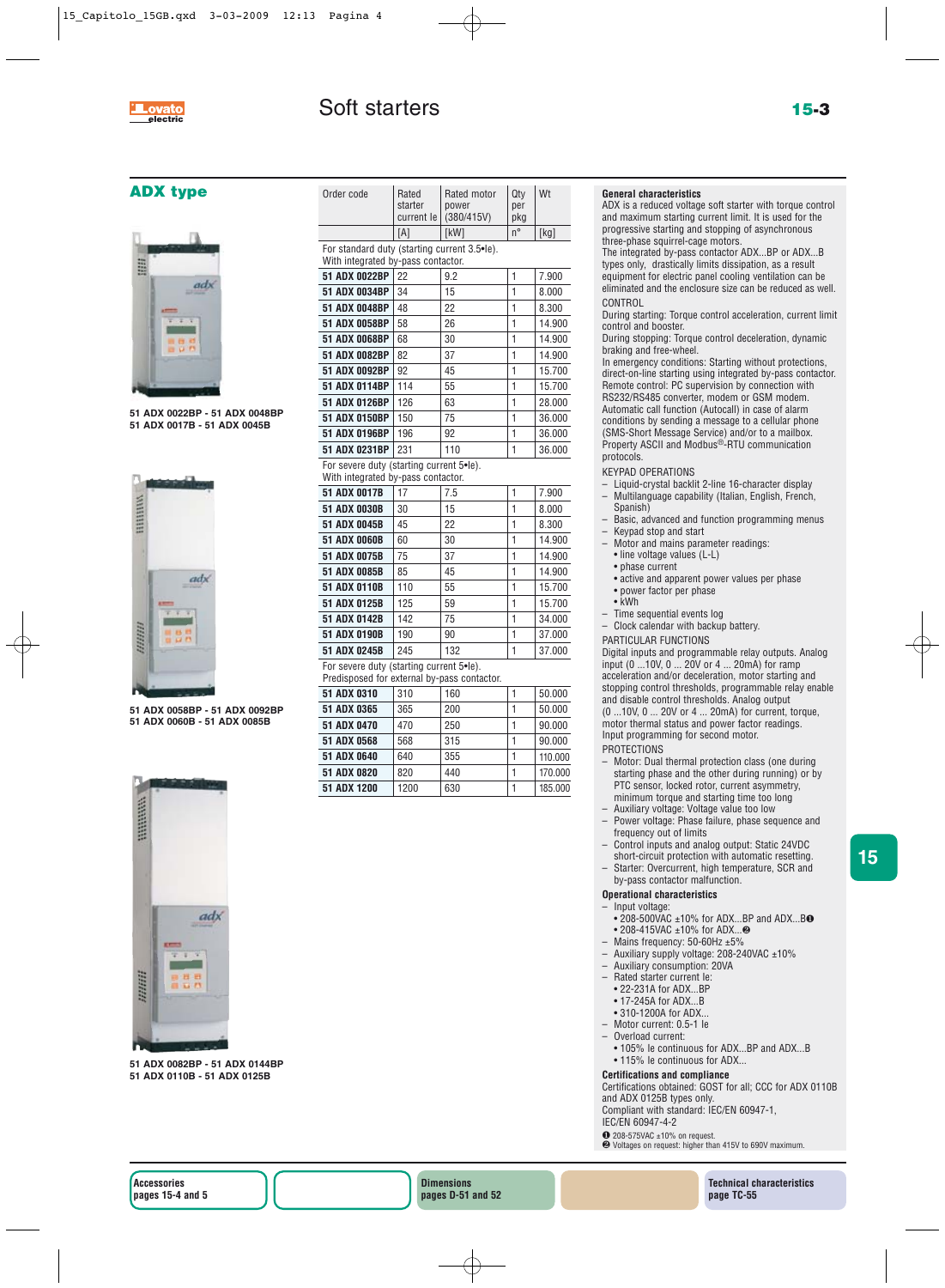# Soft starters

## ADX type

51 ADX 0022BP - 51 ADX 0048BP
51 ADX 0017B - 51 ADX 0045B

51 ADX 0058BP - 51 ADX 0092BP
51 ADX 0060B - 51 ADX 0085B

51 ADX 0082BP - 51 ADX 0144BP
51 ADX 0110B - 51 ADX 0125B

| Order code | Rated starter current Ie | Rated motor power (380/415V) | Qty per pkg | Wt |
|---|---|---|---|---|
| | [A] | [kW] | n° | [kg] |
| For standard duty (starting current 3.5•Ie). With integrated by-pass contactor. | | | | |
| **51 ADX 0022BP** | 22 | 9.2 | 1 | 7.900 |
| **51 ADX 0034BP** | 34 | 15 | 1 | 8.000 |
| **51 ADX 0048BP** | 48 | 22 | 1 | 8.300 |
| **51 ADX 0058BP** | 58 | 26 | 1 | 14.900 |
| **51 ADX 0068BP** | 68 | 30 | 1 | 14.900 |
| **51 ADX 0082BP** | 82 | 37 | 1 | 14.900 |
| **51 ADX 0092BP** | 92 | 45 | 1 | 15.700 |
| **51 ADX 0114BP** | 114 | 55 | 1 | 15.700 |
| **51 ADX 0126BP** | 126 | 63 | 1 | 28.000 |
| **51 ADX 0150BP** | 150 | 75 | 1 | 36.000 |
| **51 ADX 0196BP** | 196 | 92 | 1 | 36.000 |
| **51 ADX 0231BP** | 231 | 110 | 1 | 36.000 |
| For severe duty (starting current 5•Ie). With integrated by-pass contactor. | | | | |
| **51 ADX 0017B** | 17 | 7.5 | 1 | 7.900 |
| **51 ADX 0030B** | 30 | 15 | 1 | 8.000 |
| **51 ADX 0045B** | 45 | 22 | 1 | 8.300 |
| **51 ADX 0060B** | 60 | 30 | 1 | 14.900 |
| **51 ADX 0075B** | 75 | 37 | 1 | 14.900 |
| **51 ADX 0085B** | 85 | 45 | 1 | 14.900 |
| **51 ADX 0110B** | 110 | 55 | 1 | 15.700 |
| **51 ADX 0125B** | 125 | 59 | 1 | 15.700 |
| **51 ADX 0142B** | 142 | 75 | 1 | 34.000 |
| **51 ADX 0190B** | 190 | 90 | 1 | 37.000 |
| **51 ADX 0245B** | 245 | 132 | 1 | 37.000 |
| For severe duty (starting current 5•Ie). Predisposed for external by-pass contactor. | | | | |
| **51 ADX 0310** | 310 | 160 | 1 | 50.000 |
| **51 ADX 0365** | 365 | 200 | 1 | 50.000 |
| **51 ADX 0470** | 470 | 250 | 1 | 90.000 |
| **51 ADX 0568** | 568 | 315 | 1 | 90.000 |
| **51 ADX 0640** | 640 | 355 | 1 | 110.000 |
| **51 ADX 0820** | 820 | 440 | 1 | 170.000 |
| **51 ADX 1200** | 1200 | 630 | 1 | 185.000 |

### General characteristics

ADX is a reduced voltage soft starter with torque control and maximum starting current limit. It is used for the progressive starting and stopping of asynchronous three-phase squirrel-cage motors.
The integrated by-pass contactor ADX...BP or ADX...B types only, drastically limits dissipation, as a result equipment for electric panel cooling ventilation can be eliminated and the enclosure size can be reduced as well.

CONTROL
During starting: Torque control acceleration, current limit control and booster.
During stopping: Torque control deceleration, dynamic braking and free-wheel.
In emergency conditions: Starting without protections, direct-on-line starting using integrated by-pass contactor.
Remote control: PC supervision by connection with RS232/RS485 converter, modem or GSM modem.
Automatic call function (Autocall) in case of alarm conditions by sending a message to a cellular phone (SMS-Short Message Service) and/or to a mailbox.
Property ASCII and Modbus®-RTU communication protocols.

KEYPAD OPERATIONS
- Liquid-crystal backlit 2-line 16-character display
- Multilanguage capability (Italian, English, French, Spanish)
- Basic, advanced and function programming menus
- Keypad stop and start
- Motor and mains parameter readings:
  - line voltage values (L-L)
  - phase current
  - active and apparent power values per phase
  - power factor per phase
  - kWh
- Time sequential events log
- Clock calendar with backup battery.

PARTICULAR FUNCTIONS
Digital inputs and programmable relay outputs. Analog input (0 ...10V, 0 ... 20V or 4 ... 20mA) for ramp acceleration and/or deceleration, motor starting and stopping control thresholds, programmable relay enable and disable control thresholds. Analog output (0 ...10V, 0 ... 20V or 4 ... 20mA) for current, torque, motor thermal status and power factor readings.
Input programming for second motor.

PROTECTIONS
- Motor: Dual thermal protection class (one during starting phase and the other during running) or by PTC sensor, locked rotor, current asymmetry, minimum torque and starting time too long
- Auxiliary voltage: Voltage value too low
- Power voltage: Phase failure, phase sequence and frequency out of limits
- Control inputs and analog output: Static 24VDC short-circuit protection with automatic resetting.
- Starter: Overcurrent, high temperature, SCR and by-pass contactor malfunction.

### Operational characteristics

- Input voltage:
  - 208-500VAC ±10% for ADX...BP and ADX...B❶
  - 208-415VAC ±10% for ADX...❷
- Mains frequency: 50-60Hz ±5%
- Auxiliary supply voltage: 208-240VAC ±10%
- Auxiliary consumption: 20VA
- Rated starter current Ie:
  - 22-231A for ADX...BP
  - 17-245A for ADX...B
  - 310-1200A for ADX...
- Motor current: 0.5-1 Ie
- Overload current:
  - 105% Ie continuous for ADX...BP and ADX...B
  - 115% Ie continuous for ADX...

### Certifications and compliance

Certifications obtained: GOST for all; CCC for ADX 0110B and ADX 0125B types only.
Compliant with standard: IEC/EN 60947-1, IEC/EN 60947-4-2

❶ 208-575VAC ±10% on request.
❷ Voltages on request: higher than 415V to 690V maximum.

**Accessories** pages 15-4 and 5 | **Dimensions** pages D-51 and 52 | **Technical characteristics** page TC-55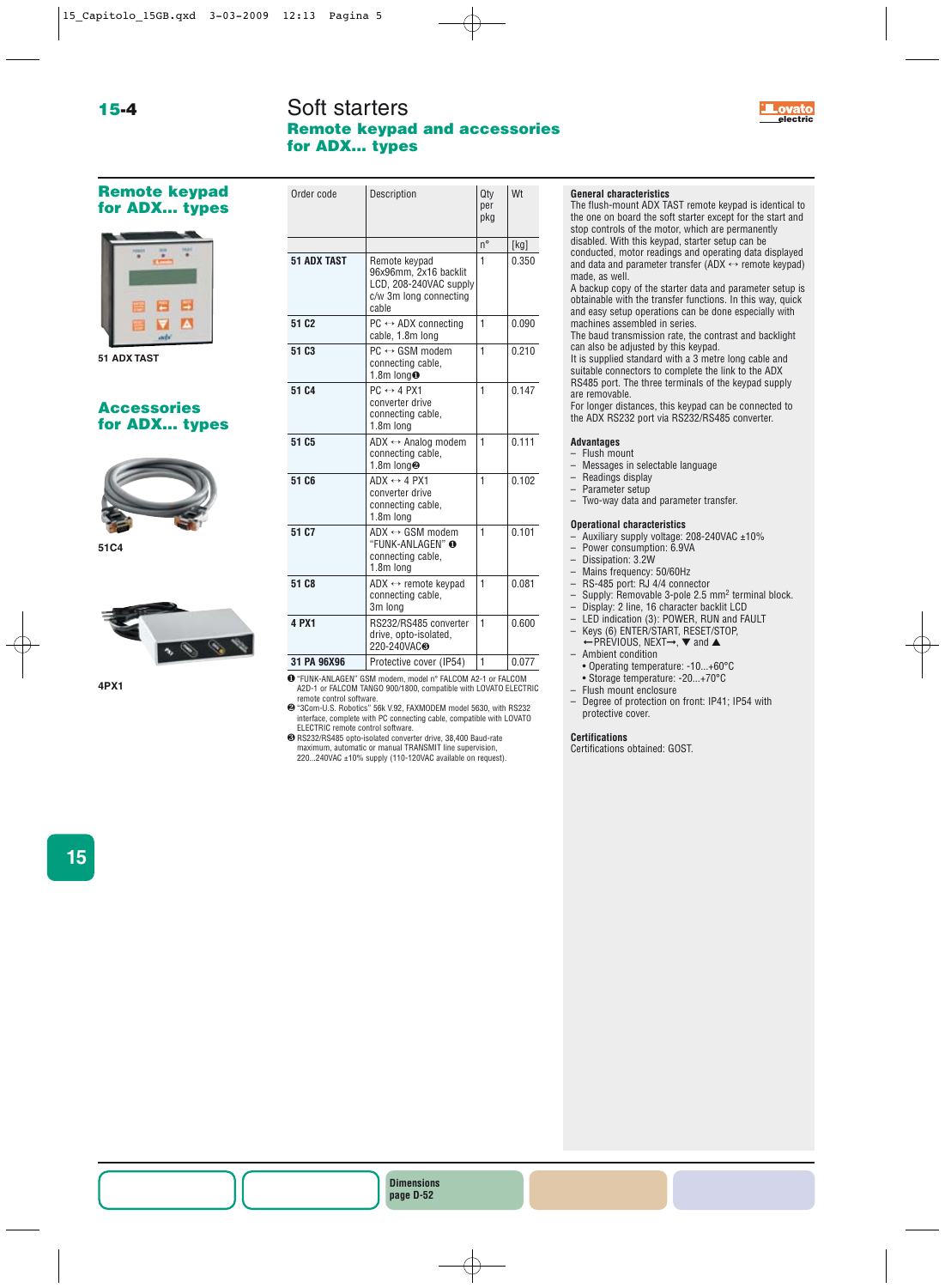# Soft starters

## Remote keypad and accessories for ADX... types

### Remote keypad for ADX... types

51 ADX TAST

### Accessories for ADX... types

51C4

4PX1

| Order code | Description | Qty per pkg | Wt |
|---|---|---|---|
| | | n° | [kg] |
| **51 ADX TAST** | Remote keypad 96x96mm, 2x16 backlit LCD, 208-240VAC supply c/w 3m long connecting cable | 1 | 0.350 |
| **51 C2** | PC ↔ ADX connecting cable, 1.8m long | 1 | 0.090 |
| **51 C3** | PC ↔ GSM modem connecting cable, 1.8m long❶ | 1 | 0.210 |
| **51 C4** | PC ↔ 4 PX1 converter drive connecting cable, 1.8m long | 1 | 0.147 |
| **51 C5** | ADX ↔ Analog modem connecting cable, 1.8m long❷ | 1 | 0.111 |
| **51 C6** | ADX ↔ 4 PX1 converter drive connecting cable, 1.8m long | 1 | 0.102 |
| **51 C7** | ADX ↔ GSM modem "FUNK-ANLAGEN" ❶ connecting cable, 1.8m long | 1 | 0.101 |
| **51 C8** | ADX ↔ remote keypad connecting cable, 3m long | 1 | 0.081 |
| **4 PX1** | RS232/RS485 converter drive, opto-isolated, 220-240VAC❸ | 1 | 0.600 |
| **31 PA 96X96** | Protective cover (IP54) | 1 | 0.077 |

❶ "FUNK-ANLAGEN" GSM modem, model n° FALCOM A2-1 or FALCOM A2D-1 or FALCOM TANGO 900/1800, compatible with LOVATO ELECTRIC remote control software.
❷ "3Com-U.S. Robotics" 56k V.92, FAXMODEM model 5630, with RS232 interface, complete with PC connecting cable, compatible with LOVATO ELECTRIC remote control software.
❸ RS232/RS485 opto-isolated converter drive, 38,400 Baud-rate maximum, automatic or manual TRANSMIT line supervision, 220...240VAC ±10% supply (110-120VAC available on request).

**General characteristics**
The flush-mount ADX TAST remote keypad is identical to the one on board the soft starter except for the start and stop controls of the motor, which are permanently disabled. With this keypad, starter setup can be conducted, motor readings and operating data displayed and data and parameter transfer (ADX ↔ remote keypad) made, as well.
A backup copy of the starter data and parameter setup is obtainable with the transfer functions. In this way, quick and easy setup operations can be done especially with machines assembled in series.
The baud transmission rate, the contrast and backlight can also be adjusted by this keypad.
It is supplied standard with a 3 metre long cable and suitable connectors to complete the link to the ADX RS485 port. The three terminals of the keypad supply are removable.
For longer distances, this keypad can be connected to the ADX RS232 port via RS232/RS485 converter.

**Advantages**
- Flush mount
- Messages in selectable language
- Readings display
- Parameter setup
- Two-way data and parameter transfer.

**Operational characteristics**
- Auxiliary supply voltage: 208-240VAC ±10%
- Power consumption: 6.9VA
- Dissipation: 3.2W
- Mains frequency: 50/60Hz
- RS-485 port: RJ 4/4 connector
- Supply: Removable 3-pole 2.5 mm$^2$ terminal block.
- Display: 2 line, 16 character backlit LCD
- LED indication (3): POWER, RUN and FAULT
- Keys (6) ENTER/START, RESET/STOP, ←PREVIOUS, NEXT→, ▼ and ▲
- Ambient condition
  - Operating temperature: -10...+60°C
  - Storage temperature: -20...+70°C
- Flush mount enclosure
- Degree of protection on front: IP41; IP54 with protective cover.

**Certifications**
Certifications obtained: GOST.

**Dimensions page D-52**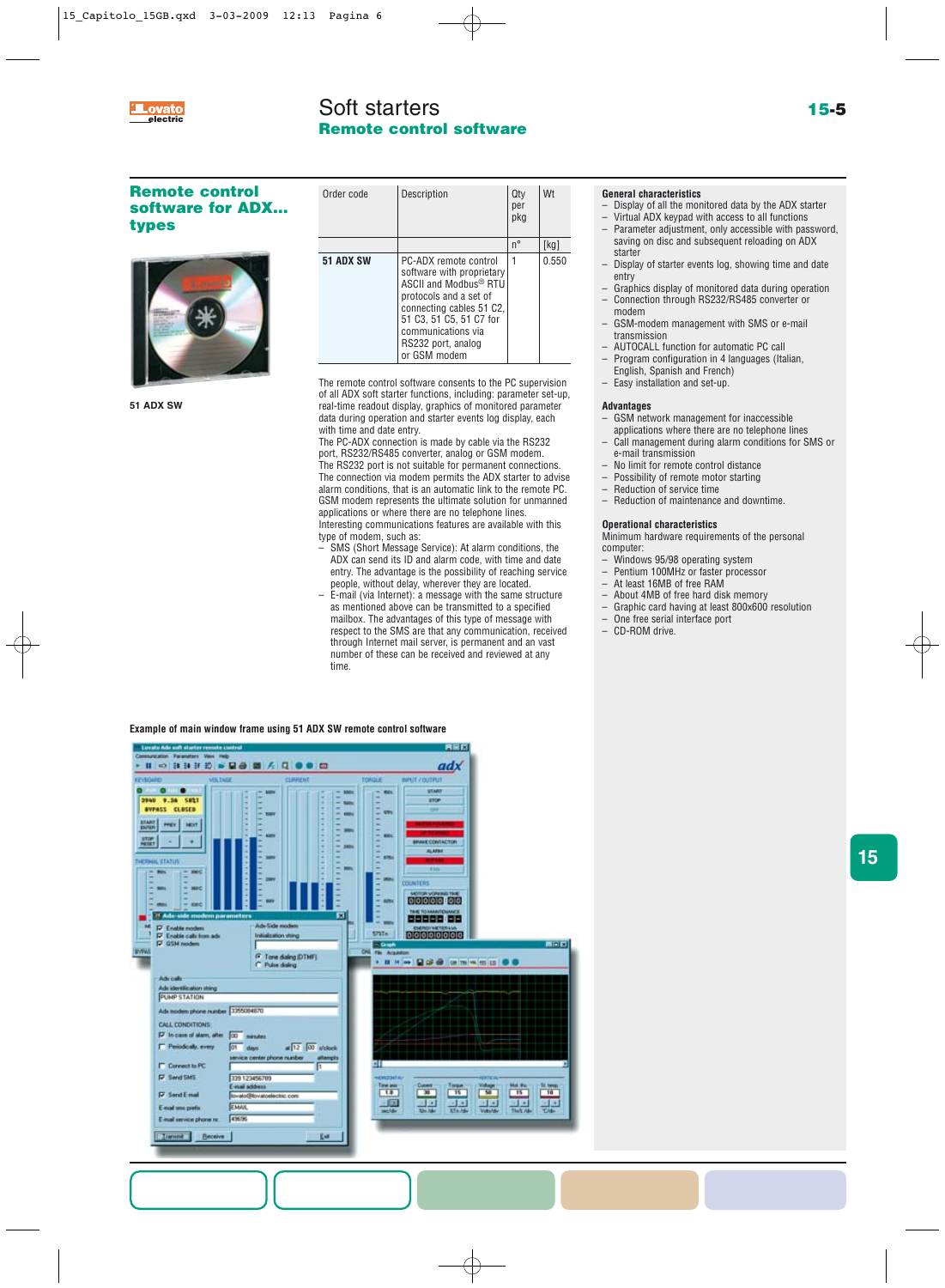# Soft starters
## Remote control software

## Remote control software for ADX... types

51 ADX SW

| Order code | Description | Qty per pkg | Wt |
|---|---|---|---|
| | | n° | [kg] |
| **51 ADX SW** | PC-ADX remote control software with proprietary ASCII and Modbus® RTU protocols and a set of connecting cables 51 C2, 51 C3, 51 C5, 51 C7 for communications via RS232 port, analog or GSM modem | 1 | 0.550 |

The remote control software consents to the PC supervision of all ADX soft starter functions, including: parameter set-up, real-time readout display, graphics of monitored parameter data during operation and starter events log display, each with time and date entry.
The PC-ADX connection is made by cable via the RS232 port, RS232/RS485 converter, analog or GSM modem.
The RS232 port is not suitable for permanent connections.
The connection via modem permits the ADX starter to advise alarm conditions, that is an automatic link to the remote PC.
GSM modem represents the ultimate solution for unmanned applications or where there are no telephone lines.
Interesting communications features are available with this type of modem, such as:
- SMS (Short Message Service): At alarm conditions, the ADX can send its ID and alarm code, with time and date entry. The advantage is the possibility of reaching service people, without delay, wherever they are located.
- E-mail (via Internet): a message with the same structure as mentioned above can be transmitted to a specified mailbox. The advantages of this type of message with respect to the SMS are that any communication, received through Internet mail server, is permanent and an vast number of these can be received and reviewed at any time.

**General characteristics**
- Display of all the monitored data by the ADX starter
- Virtual ADX keypad with access to all functions
- Parameter adjustment, only accessible with password, saving on disc and subsequent reloading on ADX starter
- Display of starter events log, showing time and date entry
- Graphics display of monitored data during operation
- Connection through RS232/RS485 converter or modem
- GSM-modem management with SMS or e-mail transmission
- AUTOCALL function for automatic PC call
- Program configuration in 4 languages (Italian, English, Spanish and French)
- Easy installation and set-up.

**Advantages**
- GSM network management for inaccessible applications where there are no telephone lines
- Call management during alarm conditions for SMS or e-mail transmission
- No limit for remote control distance
- Possibility of remote motor starting
- Reduction of service time
- Reduction of maintenance and downtime.

**Operational characteristics**
Minimum hardware requirements of the personal computer:
- Windows 95/98 operating system
- Pentium 100MHz or faster processor
- At least 16MB of free RAM
- About 4MB of free hard disk memory
- Graphic card having at least 800x600 resolution
- One free serial interface port
- CD-ROM drive.

**Example of main window frame using 51 ADX SW remote control software**